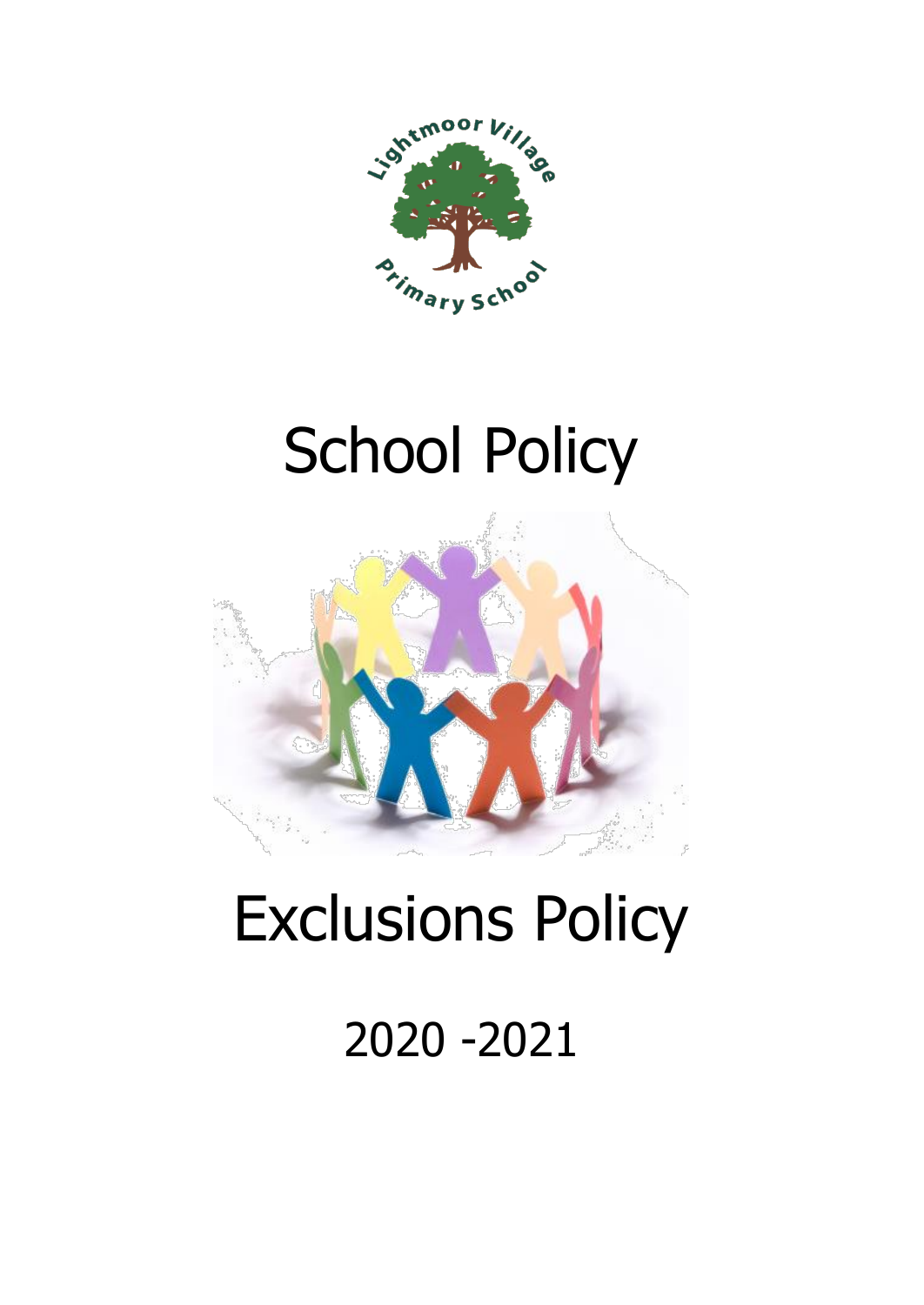# School Policy

# Exclusions Policy

2020 -2021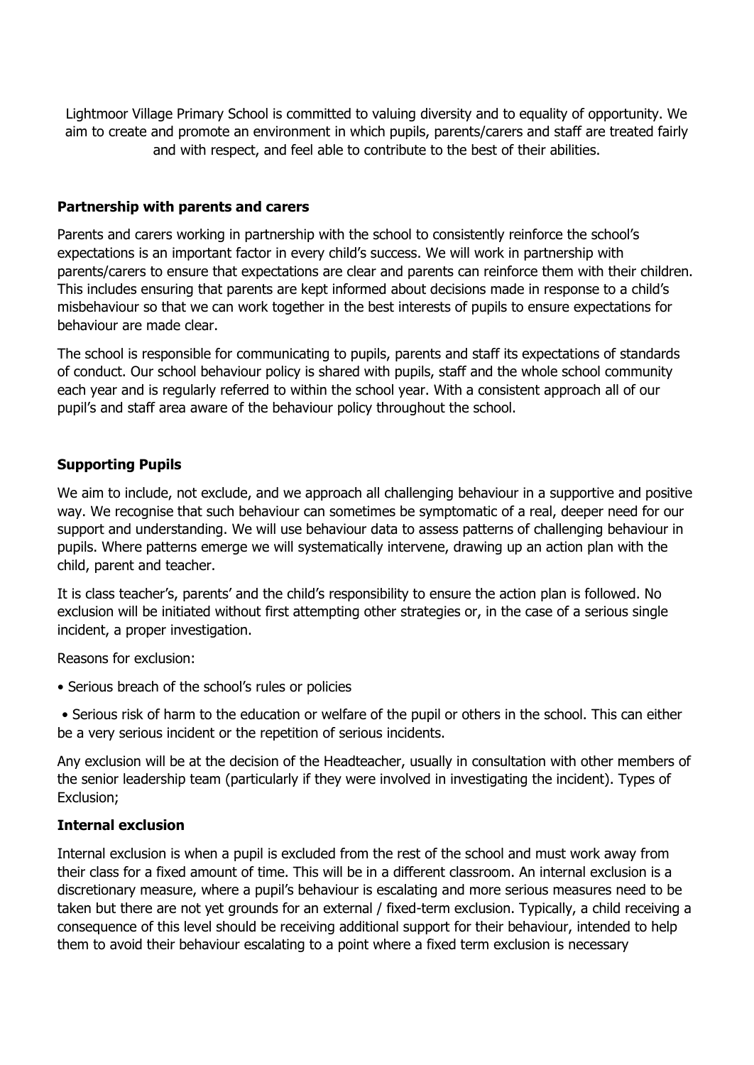Lightmoor Village Primary School is committed to valuing diversity and to equality of opportunity. We aim to create and promote an environment in which pupils, parents/carers and staff are treated fairly and with respect, and feel able to contribute to the best of their abilities.

**Partnership with parents and carers**

Parents and carers working in partnership with the school to consistently reinforce the school's expectations is an important factor in every child's success. We will work in partnership with parents/carers to ensure that expectations are clear and parents can reinforce them with their children. This includes ensuring that parents are kept informed about decisions made in response to a child's misbehaviour so that we can work together in the best interests of pupils to ensure expectations for behaviour are made clear.

The school is responsible for communicating to pupils, parents and staff its expectations of standards of conduct. Our school behaviour policy is shared with pupils, staff and the whole school community each year and is regularly referred to within the school year. With a consistent approach all of our pupil's and staff area aware of the behaviour policy throughout the school.

**Supporting Pupils**

We aim to include, not exclude, and we approach all challenging behaviour in a supportive and positive way. We recognise that such behaviour can sometimes be symptomatic of a real, deeper need for our support and understanding. We will use behaviour data to assess patterns of challenging behaviour in pupils. Where patterns emerge we will systematically intervene, drawing up an action plan with the child, parent and teacher.

It is class teacher's, parents' and the child's responsibility to ensure the action plan is followed. No exclusion will be initiated without first attempting other strategies or, in the case of a serious single incident, a proper investigation.

Reasons for exclusion:

- Serious breach of the school's rules or policies
- Serious risk of harm to the education or welfare of the pupil or others in the school. This can either be a very serious incident or the repetition of serious incidents.

Any exclusion will be at the decision of the Headteacher, usually in consultation with other members of the senior leadership team (particularly if they were involved in investigating the incident). Types of Exclusion;

**Internal exclusion**

Internal exclusion is when a pupil is excluded from the rest of the school and must work away from their class for a fixed amount of time. This will be in a different classroom. An internal exclusion is a discretionary measure, where a pupil's behaviour is escalating and more serious measures need to be taken but there are not yet grounds for an external / fixed-term exclusion. Typically, a child receiving a consequence of this level should be receiving additional support for their behaviour, intended to help them to avoid their behaviour escalating to a point where a fixed term exclusion is necessary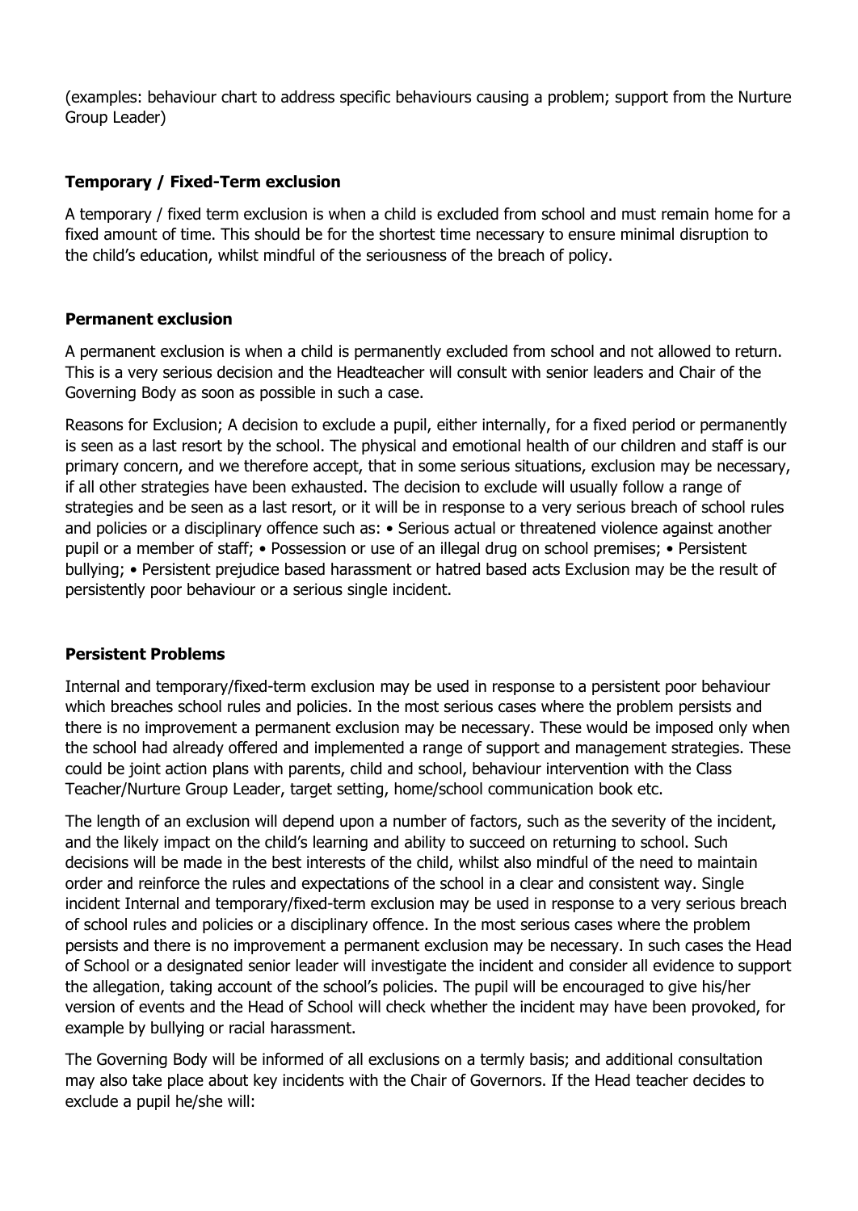(examples: behaviour chart to address specific behaviours causing a problem; support from the Nurture Group Leader)

### Temporary / Fixed-Term exclusion

A temporary / fixed term exclusion is when a child is excluded from school and must remain home for a fixed amount of time. This should be for the shortest time necessary to ensure minimal disruption to the child's education, whilst mindful of the seriousness of the breach of policy.

### Permanent exclusion

A permanent exclusion is when a child is permanently excluded from school and not allowed to return. This is a very serious decision and the Headteacher will consult with senior leaders and Chair of the Governing Body as soon as possible in such a case.

Reasons for Exclusion; A decision to exclude a pupil, either internally, for a fixed period or permanently is seen as a last resort by the school. The physical and emotional health of our children and staff is our primary concern, and we therefore accept, that in some serious situations, exclusion may be necessary, if all other strategies have been exhausted. The decision to exclude will usually follow a range of strategies and be seen as a last resort, or it will be in response to a very serious breach of school rules and policies or a disciplinary offence such as: • Serious actual or threatened violence against another pupil or a member of staff; • Possession or use of an illegal drug on school premises; • Persistent bullying; • Persistent prejudice based harassment or hatred based acts Exclusion may be the result of persistently poor behaviour or a serious single incident.

### Persistent Problems

Internal and temporary/fixed-term exclusion may be used in response to a persistent poor behaviour which breaches school rules and policies. In the most serious cases where the problem persists and there is no improvement a permanent exclusion may be necessary. These would be imposed only when the school had already offered and implemented a range of support and management strategies. These could be joint action plans with parents, child and school, behaviour intervention with the Class Teacher/Nurture Group Leader, target setting, home/school communication book etc.

The length of an exclusion will depend upon a number of factors, such as the severity of the incident, and the likely impact on the child's learning and ability to succeed on returning to school. Such decisions will be made in the best interests of the child, whilst also mindful of the need to maintain order and reinforce the rules and expectations of the school in a clear and consistent way. Single incident Internal and temporary/fixed-term exclusion may be used in response to a very serious breach of school rules and policies or a disciplinary offence. In the most serious cases where the problem persists and there is no improvement a permanent exclusion may be necessary. In such cases the Head of School or a designated senior leader will investigate the incident and consider all evidence to support the allegation, taking account of the school's policies. The pupil will be encouraged to give his/her version of events and the Head of School will check whether the incident may have been provoked, for example by bullying or racial harassment.

The Governing Body will be informed of all exclusions on a termly basis; and additional consultation may also take place about key incidents with the Chair of Governors. If the Head teacher decides to exclude a pupil he/she will: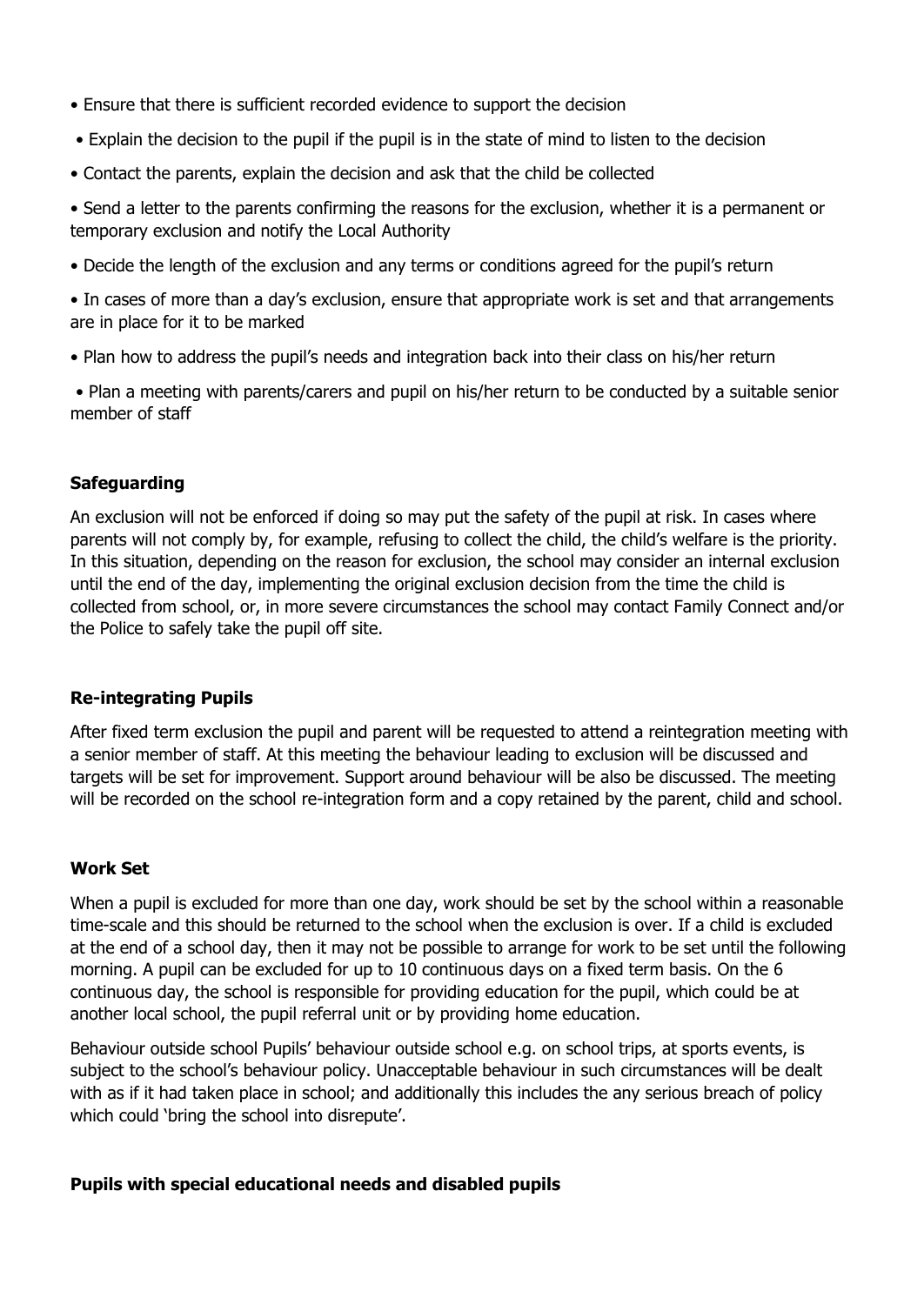- Ensure that there is sufficient recorded evidence to support the decision
- Explain the decision to the pupil if the pupil is in the state of mind to listen to the decision
- Contact the parents, explain the decision and ask that the child be collected
- Send a letter to the parents confirming the reasons for the exclusion, whether it is a permanent or temporary exclusion and notify the Local Authority
- Decide the length of the exclusion and any terms or conditions agreed for the pupil's return
- In cases of more than a day's exclusion, ensure that appropriate work is set and that arrangements are in place for it to be marked
- Plan how to address the pupil's needs and integration back into their class on his/her return
- Plan a meeting with parents/carers and pupil on his/her return to be conducted by a suitable senior member of staff

**Safeguarding**

An exclusion will not be enforced if doing so may put the safety of the pupil at risk. In cases where parents will not comply by, for example, refusing to collect the child, the child's welfare is the priority. In this situation, depending on the reason for exclusion, the school may consider an internal exclusion until the end of the day, implementing the original exclusion decision from the time the child is collected from school, or, in more severe circumstances the school may contact Family Connect and/or the Police to safely take the pupil off site.

**Re-integrating Pupils**

After fixed term exclusion the pupil and parent will be requested to attend a reintegration meeting with a senior member of staff. At this meeting the behaviour leading to exclusion will be discussed and targets will be set for improvement. Support around behaviour will be also be discussed. The meeting will be recorded on the school re-integration form and a copy retained by the parent, child and school.

**Work Set**

When a pupil is excluded for more than one day, work should be set by the school within a reasonable time-scale and this should be returned to the school when the exclusion is over. If a child is excluded at the end of a school day, then it may not be possible to arrange for work to be set until the following morning. A pupil can be excluded for up to 10 continuous days on a fixed term basis. On the 6 continuous day, the school is responsible for providing education for the pupil, which could be at another local school, the pupil referral unit or by providing home education.

Behaviour outside school Pupils' behaviour outside school e.g. on school trips, at sports events, is subject to the school's behaviour policy. Unacceptable behaviour in such circumstances will be dealt with as if it had taken place in school; and additionally this includes the any serious breach of policy which could 'bring the school into disrepute'.

**Pupils with special educational needs and disabled pupils**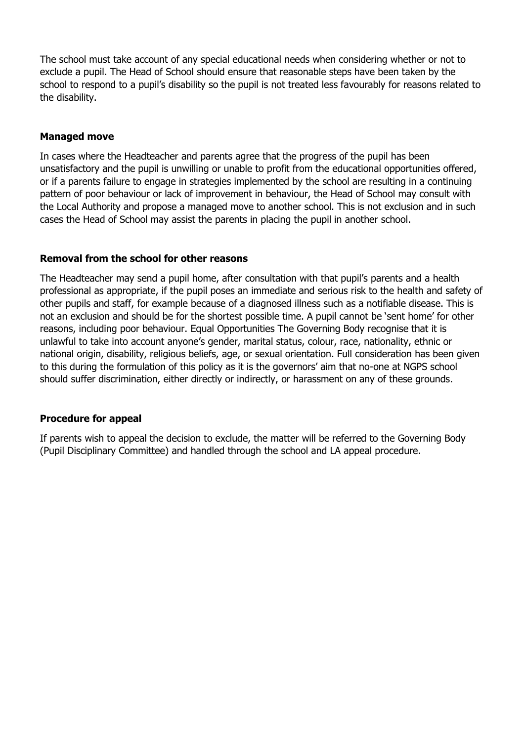The school must take account of any special educational needs when considering whether or not to exclude a pupil. The Head of School should ensure that reasonable steps have been taken by the school to respond to a pupil's disability so the pupil is not treated less favourably for reasons related to the disability.

**Managed move**

In cases where the Headteacher and parents agree that the progress of the pupil has been unsatisfactory and the pupil is unwilling or unable to profit from the educational opportunities offered, or if a parents failure to engage in strategies implemented by the school are resulting in a continuing pattern of poor behaviour or lack of improvement in behaviour, the Head of School may consult with the Local Authority and propose a managed move to another school. This is not exclusion and in such cases the Head of School may assist the parents in placing the pupil in another school.

**Removal from the school for other reasons**

The Headteacher may send a pupil home, after consultation with that pupil's parents and a health professional as appropriate, if the pupil poses an immediate and serious risk to the health and safety of other pupils and staff, for example because of a diagnosed illness such as a notifiable disease. This is not an exclusion and should be for the shortest possible time. A pupil cannot be 'sent home' for other reasons, including poor behaviour. Equal Opportunities The Governing Body recognise that it is unlawful to take into account anyone's gender, marital status, colour, race, nationality, ethnic or national origin, disability, religious beliefs, age, or sexual orientation. Full consideration has been given to this during the formulation of this policy as it is the governors' aim that no-one at NGPS school should suffer discrimination, either directly or indirectly, or harassment on any of these grounds.

**Procedure for appeal**

If parents wish to appeal the decision to exclude, the matter will be referred to the Governing Body (Pupil Disciplinary Committee) and handled through the school and LA appeal procedure.